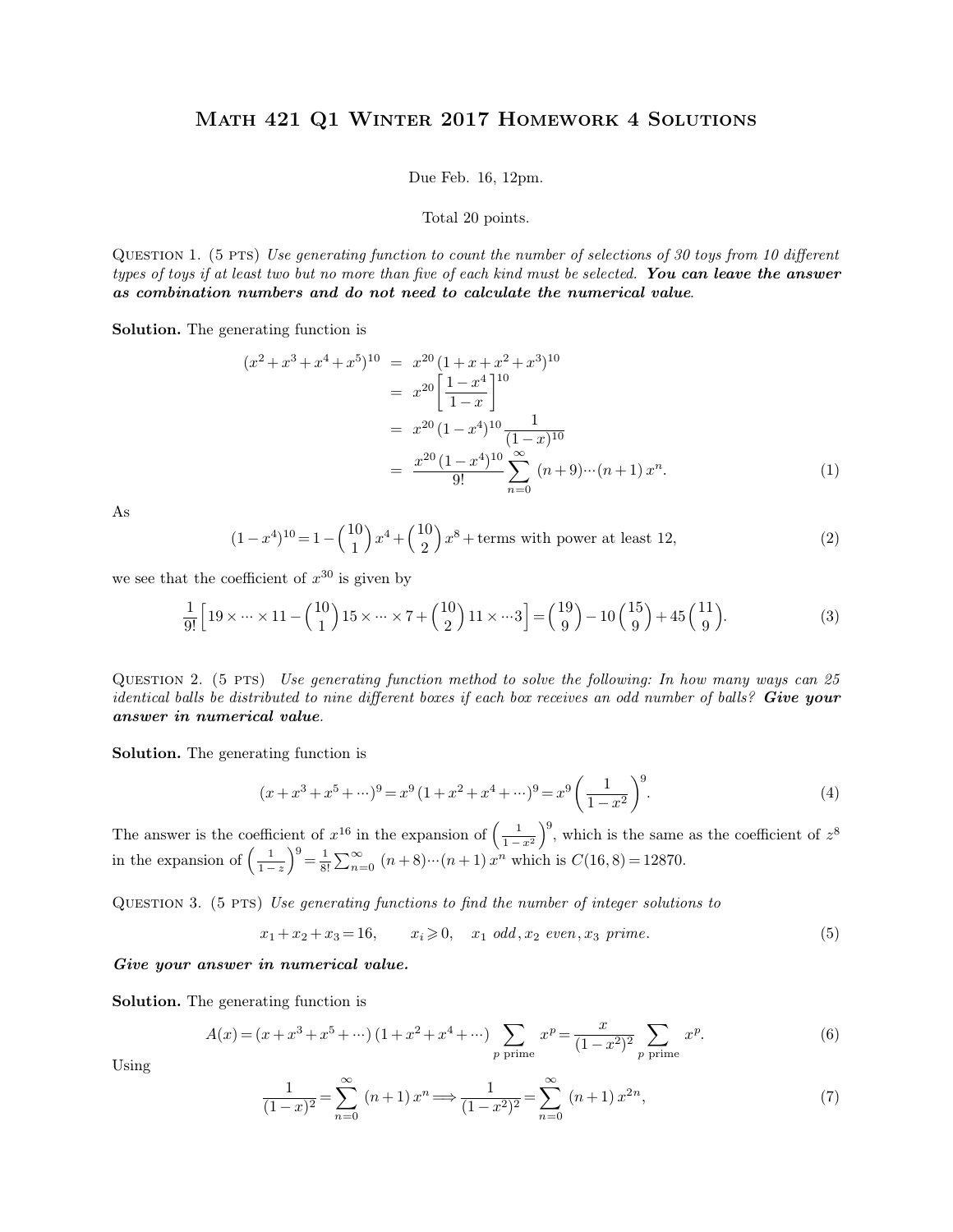# Math 421 Q1 Winter 2017 Homework 4 Solutions

Due Feb. 16, 12pm.

Total 20 points.

Question 1. (5 pts) *Use generating function to count the number of selections of 30 toys from 10 different types of toys if at least two but no more than five of each kind must be selected.* ***You can leave the answer as combination numbers and do not need to calculate the numerical value****.*

**Solution.** The generating function is

$$\begin{aligned}(x^2+x^3+x^4+x^5)^{10} &= x^{20}\,(1+x+x^2+x^3)^{10} \\ &= x^{20}\left[\frac{1-x^4}{1-x}\right]^{10} \\ &= x^{20}\,(1-x^4)^{10}\,\frac{1}{(1-x)^{10}} \\ &= \frac{x^{20}\,(1-x^4)^{10}}{9!}\sum_{n=0}^{\infty}\,(n+9)\cdots(n+1)\,x^n. \end{aligned} \tag{1}$$

As

$$(1-x^4)^{10} = 1-\binom{10}{1}x^4+\binom{10}{2}x^8+\text{terms with power at least 12}, \tag{2}$$

we see that the coefficient of $x^{30}$ is given by

$$\frac{1}{9!}\left[19\times\cdots\times 11-\binom{10}{1}15\times\cdots\times 7+\binom{10}{2}11\times\cdots 3\right]=\binom{19}{9}-10\binom{15}{9}+45\binom{11}{9}. \tag{3}$$

Question 2. (5 pts) *Use generating function method to solve the following: In how many ways can 25 identical balls be distributed to nine different boxes if each box receives an odd number of balls?* ***Give your answer in numerical value****.*

**Solution.** The generating function is

$$(x+x^3+x^5+\cdots)^9 = x^9\,(1+x^2+x^4+\cdots)^9 = x^9\left(\frac{1}{1-x^2}\right)^9. \tag{4}$$

The answer is the coefficient of $x^{16}$ in the expansion of $\left(\frac{1}{1-x^2}\right)^9$, which is the same as the coefficient of $z^8$ in the expansion of $\left(\frac{1}{1-z}\right)^9 = \frac{1}{8!}\sum_{n=0}^{\infty}\,(n+8)\cdots(n+1)\,x^n$ which is $C(16,8)=12870$.

Question 3. (5 pts) *Use generating functions to find the number of integer solutions to*

$$x_1+x_2+x_3=16, \qquad x_i\geqslant 0, \quad x_1 \text{ odd}, x_2 \text{ even}, x_3 \text{ prime}. \tag{5}$$

***Give your answer in numerical value.***

**Solution.** The generating function is

$$A(x) = (x+x^3+x^5+\cdots)\,(1+x^2+x^4+\cdots)\sum_{p\text{ prime}} x^p = \frac{x}{(1-x^2)^2}\sum_{p\text{ prime}} x^p. \tag{6}$$

Using

$$\frac{1}{(1-x)^2} = \sum_{n=0}^{\infty}\,(n+1)\,x^n \Longrightarrow \frac{1}{(1-x^2)^2} = \sum_{n=0}^{\infty}\,(n+1)\,x^{2n}, \tag{7}$$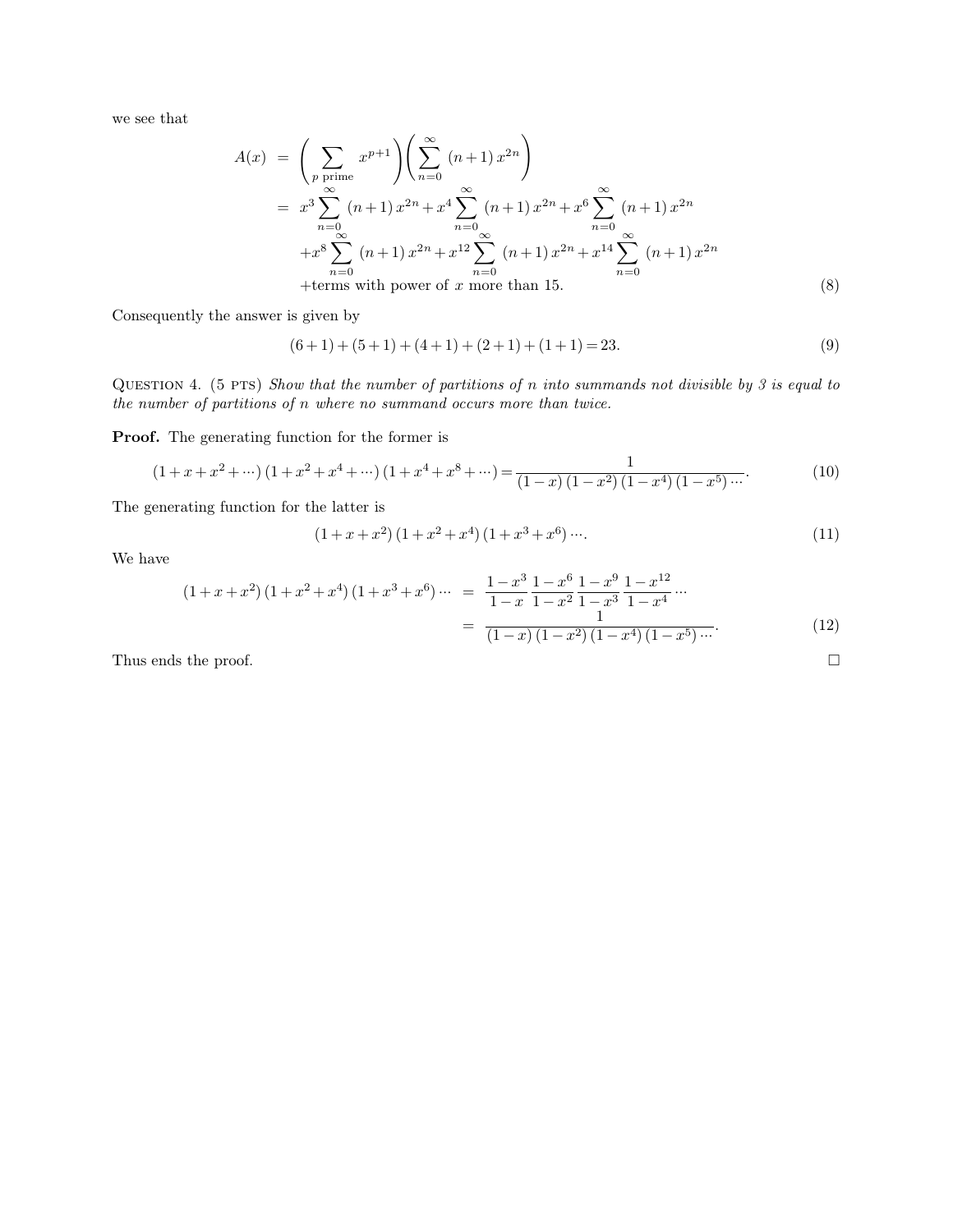we see that

$$
\begin{aligned}
A(x) &= \left(\sum_{p \text{ prime}} x^{p+1}\right)\left(\sum_{n=0}^{\infty} (n+1)\, x^{2n}\right) \\
&= x^3 \sum_{n=0}^{\infty} (n+1)\, x^{2n} + x^4 \sum_{n=0}^{\infty} (n+1)\, x^{2n} + x^6 \sum_{n=0}^{\infty} (n+1)\, x^{2n} \\
&\quad + x^8 \sum_{n=0}^{\infty} (n+1)\, x^{2n} + x^{12} \sum_{n=0}^{\infty} (n+1)\, x^{2n} + x^{14} \sum_{n=0}^{\infty} (n+1)\, x^{2n} \\
&\quad + \text{terms with power of } x \text{ more than 15.}
\end{aligned} \tag{8}
$$

Consequently the answer is given by

$$(6+1)+(5+1)+(4+1)+(2+1)+(1+1)=23. \tag{9}$$

QUESTION 4. (5 PTS) *Show that the number of partitions of n into summands not divisible by 3 is equal to the number of partitions of n where no summand occurs more than twice.*

**Proof.** The generating function for the former is

$$(1+x+x^2+\cdots)\,(1+x^2+x^4+\cdots)\,(1+x^4+x^8+\cdots) = \frac{1}{(1-x)\,(1-x^2)\,(1-x^4)\,(1-x^5)\cdots}. \tag{10}$$

The generating function for the latter is

$$(1+x+x^2)\,(1+x^2+x^4)\,(1+x^3+x^6)\cdots. \tag{11}$$

We have

$$
\begin{aligned}
(1+x+x^2)\,(1+x^2+x^4)\,(1+x^3+x^6)\cdots &= \frac{1-x^3}{1-x}\,\frac{1-x^6}{1-x^2}\,\frac{1-x^9}{1-x^3}\,\frac{1-x^{12}}{1-x^4}\cdots \\
&= \frac{1}{(1-x)\,(1-x^2)\,(1-x^4)\,(1-x^5)\cdots}.
\end{aligned} \tag{12}
$$

Thus ends the proof. □